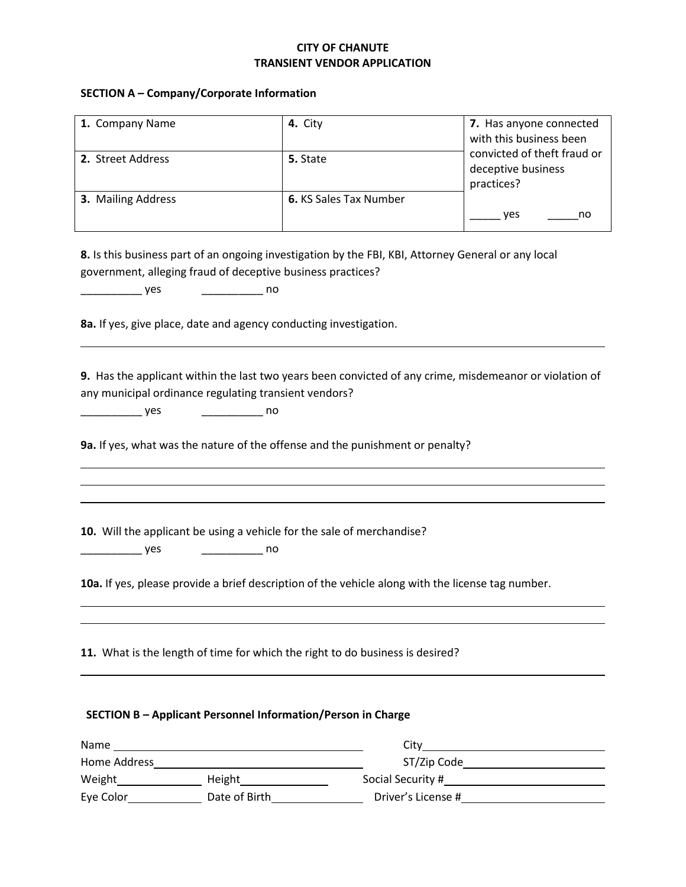**CITY OF CHANUTE**
**TRANSIENT VENDOR APPLICATION**

**SECTION A – Company/Corporate Information**

| **1.** Company Name | **4.** City | **7.** Has anyone connected with this business been convicted of theft fraud or deceptive business practices? |
|---|---|---|
| **2.** Street Address | **5.** State | |
| **3.** Mailing Address | **6.** KS Sales Tax Number | _____ yes _____no |

**8.** Is this business part of an ongoing investigation by the FBI, KBI, Attorney General or any local government, alleging fraud of deceptive business practices?

__________ yes __________ no

**8a.** If yes, give place, date and agency conducting investigation.

______________________________________________________________________________

**9.** Has the applicant within the last two years been convicted of any crime, misdemeanor or violation of any municipal ordinance regulating transient vendors?

__________ yes __________ no

**9a.** If yes, what was the nature of the offense and the punishment or penalty?

______________________________________________________________________________

______________________________________________________________________________

______________________________________________________________________________

**10.** Will the applicant be using a vehicle for the sale of merchandise?

__________ yes __________ no

**10a.** If yes, please provide a brief description of the vehicle along with the license tag number.

______________________________________________________________________________

______________________________________________________________________________

**11.** What is the length of time for which the right to do business is desired?

______________________________________________________________________________

**SECTION B – Applicant Personnel Information/Person in Charge**

Name ______________________________ City ______________________________

Home Address ______________________________ ST/Zip Code ______________________________

Weight ____________ Height ____________ Social Security # ______________________________

Eye Color ____________ Date of Birth ____________ Driver's License # ______________________________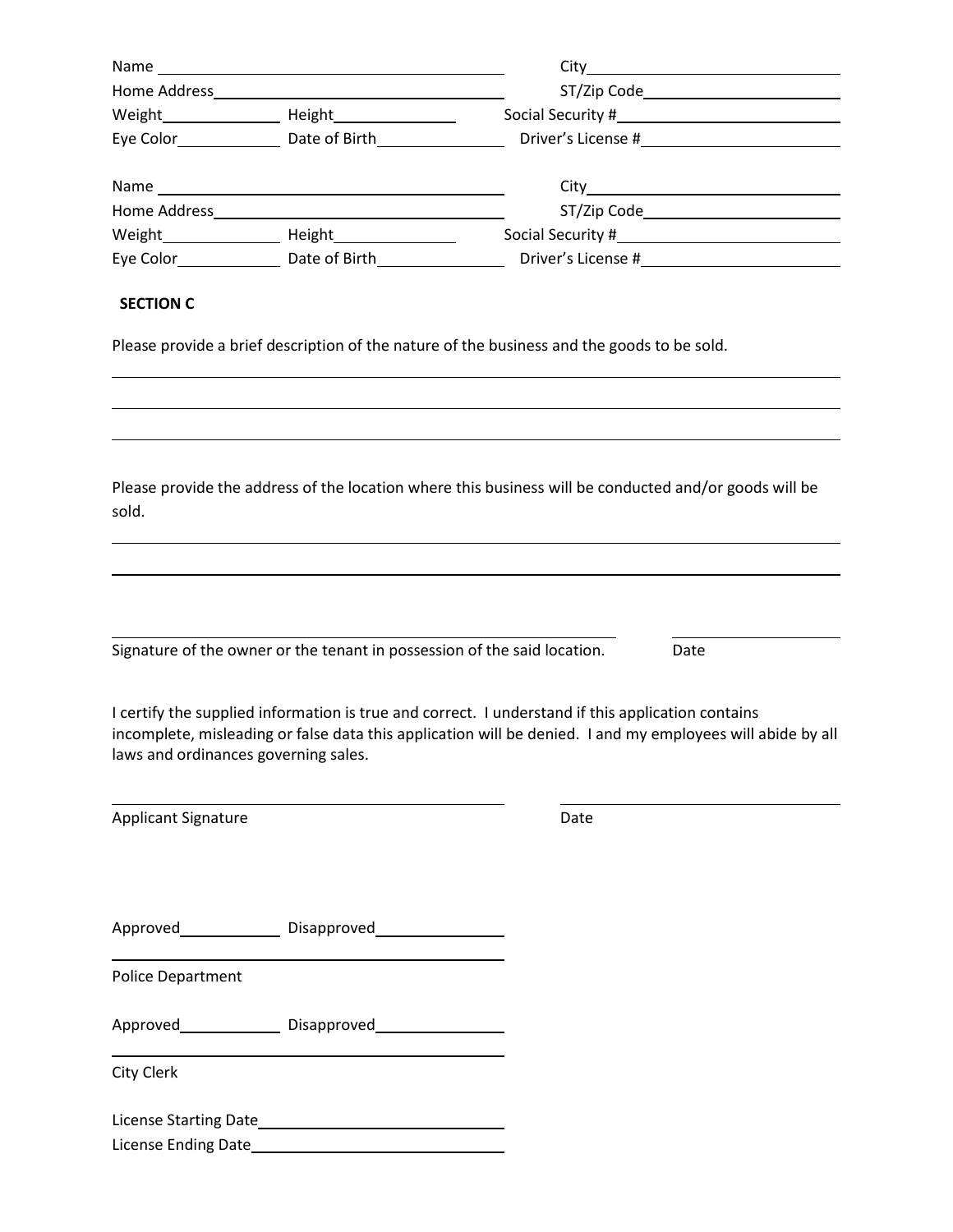Name ______________________________ City ______________________________
Home Address ______________________________ ST/Zip Code ______________________________
Weight ____________ Height ____________ Social Security # ______________________________
Eye Color ____________ Date of Birth ____________ Driver's License # ______________________________

Name ______________________________ City ______________________________
Home Address ______________________________ ST/Zip Code ______________________________
Weight ____________ Height ____________ Social Security # ______________________________
Eye Color ____________ Date of Birth ____________ Driver's License # ______________________________

**SECTION C**

Please provide a brief description of the nature of the business and the goods to be sold.

______________________________________________________________________________

______________________________________________________________________________

______________________________________________________________________________

Please provide the address of the location where this business will be conducted and/or goods will be sold.

______________________________________________________________________________

______________________________________________________________________________

______________________________________________________ ____________________
Signature of the owner or the tenant in possession of the said location. Date

I certify the supplied information is true and correct. I understand if this application contains incomplete, misleading or false data this application will be denied. I and my employees will abide by all laws and ordinances governing sales.

______________________________________ ______________________________
Applicant Signature Date

Approved ____________ Disapproved ____________

______________________________________
Police Department

Approved ____________ Disapproved ____________

______________________________________
City Clerk

License Starting Date ______________________________
License Ending Date ______________________________